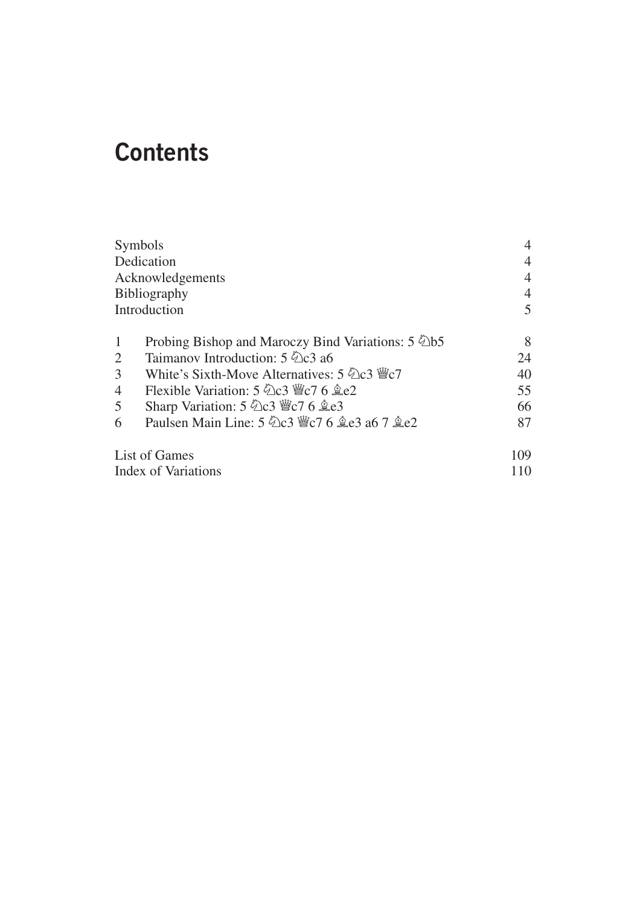# Contents

| | | |
|---|---|---|
| Symbols | | 4 |
| Dedication | | 4 |
| Acknowledgements | | 4 |
| Bibliography | | 4 |
| Introduction | | 5 |
| 1 | Probing Bishop and Maroczy Bind Variations: 5 ♘b5 | 8 |
| 2 | Taimanov Introduction: 5 ♘c3 a6 | 24 |
| 3 | White's Sixth-Move Alternatives: 5 ♘c3 ♕c7 | 40 |
| 4 | Flexible Variation: 5 ♘c3 ♕c7 6 ♗e2 | 55 |
| 5 | Sharp Variation: 5 ♘c3 ♕c7 6 ♗e3 | 66 |
| 6 | Paulsen Main Line: 5 ♘c3 ♕c7 6 ♗e3 a6 7 ♗e2 | 87 |
| List of Games | | 109 |
| Index of Variations | | 110 |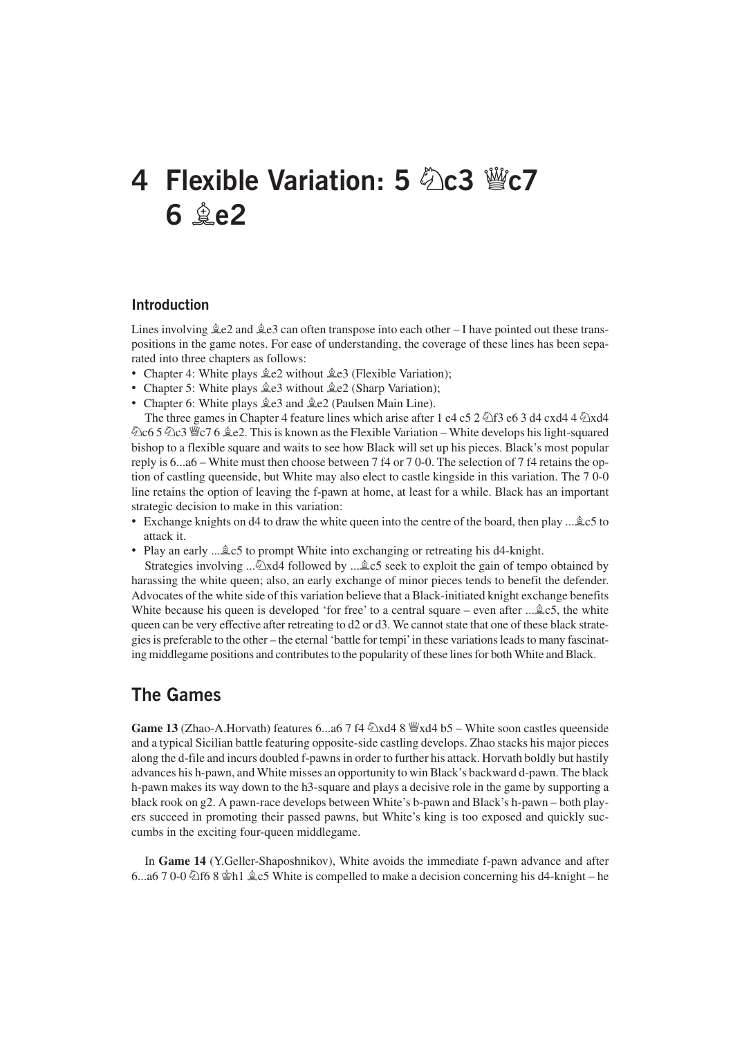# 4 Flexible Variation: 5 ♘c3 ♕c7 6 ♗e2

## Introduction

Lines involving ♗e2 and ♗e3 can often transpose into each other – I have pointed out these transpositions in the game notes. For ease of understanding, the coverage of these lines has been separated into three chapters as follows:

- Chapter 4: White plays ♗e2 without ♗e3 (Flexible Variation);
- Chapter 5: White plays ♗e3 without ♗e2 (Sharp Variation);
- Chapter 6: White plays ♗e3 and ♗e2 (Paulsen Main Line).

The three games in Chapter 4 feature lines which arise after 1 e4 c5 2 ♘f3 e6 3 d4 cxd4 4 ♘xd4 ♘c6 5 ♘c3 ♕c7 6 ♗e2. This is known as the Flexible Variation – White develops his light-squared bishop to a flexible square and waits to see how Black will set up his pieces. Black's most popular reply is 6...a6 – White must then choose between 7 f4 or 7 0-0. The selection of 7 f4 retains the option of castling queenside, but White may also elect to castle kingside in this variation. The 7 0-0 line retains the option of leaving the f-pawn at home, at least for a while. Black has an important strategic decision to make in this variation:

- Exchange knights on d4 to draw the white queen into the centre of the board, then play ...♗c5 to attack it.
- Play an early ...♗c5 to prompt White into exchanging or retreating his d4-knight.

Strategies involving ...♘xd4 followed by ...♗c5 seek to exploit the gain of tempo obtained by harassing the white queen; also, an early exchange of minor pieces tends to benefit the defender. Advocates of the white side of this variation believe that a Black-initiated knight exchange benefits White because his queen is developed 'for free' to a central square – even after ...♗c5, the white queen can be very effective after retreating to d2 or d3. We cannot state that one of these black strategies is preferable to the other – the eternal 'battle for tempi' in these variations leads to many fascinating middlegame positions and contributes to the popularity of these lines for both White and Black.

## The Games

**Game 13** (Zhao-A.Horvath) features 6...a6 7 f4 ♘xd4 8 ♕xd4 b5 – White soon castles queenside and a typical Sicilian battle featuring opposite-side castling develops. Zhao stacks his major pieces along the d-file and incurs doubled f-pawns in order to further his attack. Horvath boldly but hastily advances his h-pawn, and White misses an opportunity to win Black's backward d-pawn. The black h-pawn makes its way down to the h3-square and plays a decisive role in the game by supporting a black rook on g2. A pawn-race develops between White's b-pawn and Black's h-pawn – both players succeed in promoting their passed pawns, but White's king is too exposed and quickly succumbs in the exciting four-queen middlegame.

In **Game 14** (Y.Geller-Shaposhnikov), White avoids the immediate f-pawn advance and after 6...a6 7 0-0 ♘f6 8 ♔h1 ♗c5 White is compelled to make a decision concerning his d4-knight – he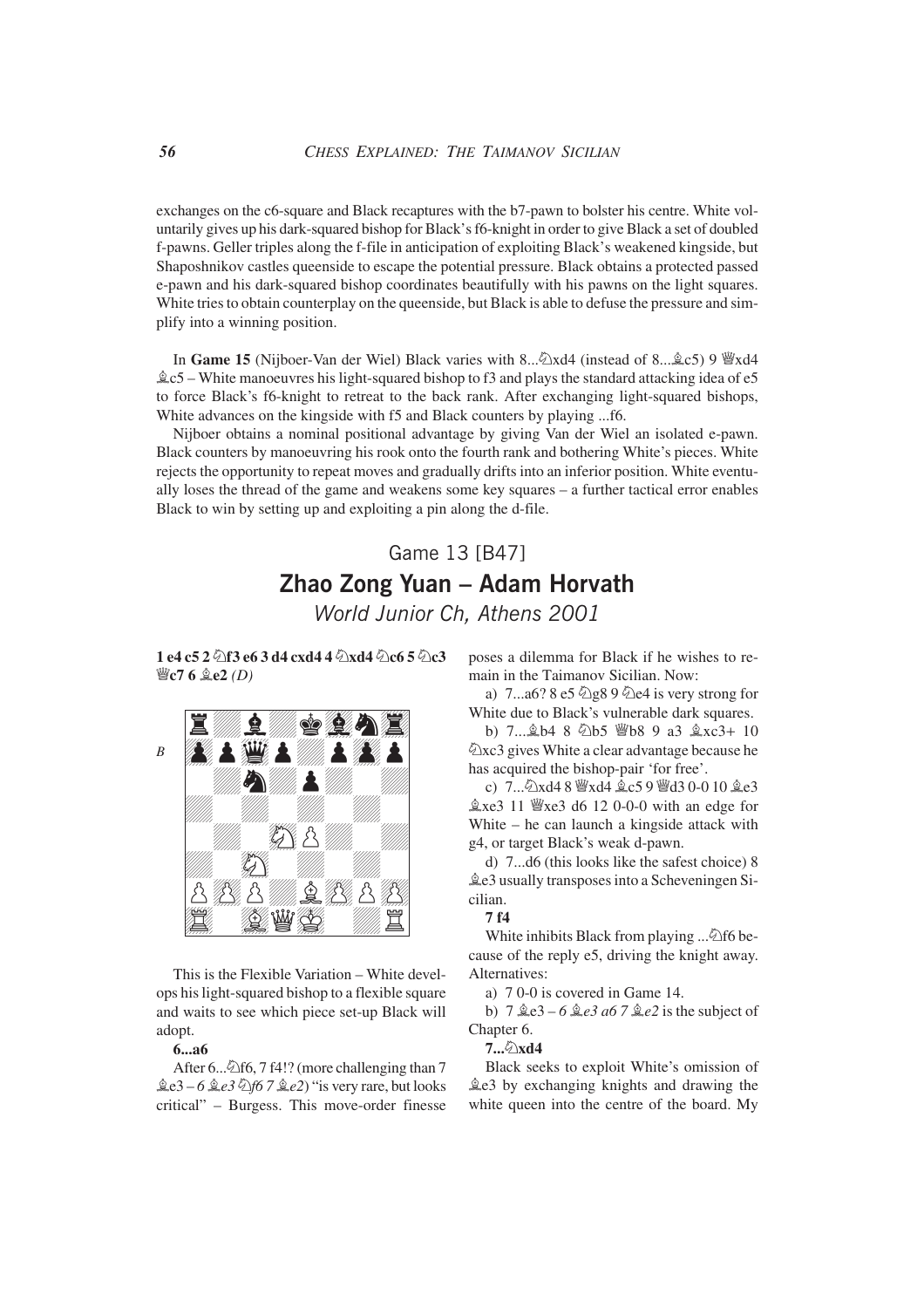exchanges on the c6-square and Black recaptures with the b7-pawn to bolster his centre. White voluntarily gives up his dark-squared bishop for Black's f6-knight in order to give Black a set of doubled f-pawns. Geller triples along the f-file in anticipation of exploiting Black's weakened kingside, but Shaposhnikov castles queenside to escape the potential pressure. Black obtains a protected passed e-pawn and his dark-squared bishop coordinates beautifully with his pawns on the light squares. White tries to obtain counterplay on the queenside, but Black is able to defuse the pressure and simplify into a winning position.

In **Game 15** (Nijboer-Van der Wiel) Black varies with 8...♘xd4 (instead of 8...♗c5) 9 ♕xd4 ♗c5 – White manoeuvres his light-squared bishop to f3 and plays the standard attacking idea of e5 to force Black's f6-knight to retreat to the back rank. After exchanging light-squared bishops, White advances on the kingside with f5 and Black counters by playing ...f6.

Nijboer obtains a nominal positional advantage by giving Van der Wiel an isolated e-pawn. Black counters by manoeuvring his rook onto the fourth rank and bothering White's pieces. White rejects the opportunity to repeat moves and gradually drifts into an inferior position. White eventually loses the thread of the game and weakens some key squares – a further tactical error enables Black to win by setting up and exploiting a pin along the d-file.

## Game 13 [B47]
# Zhao Zong Yuan – Adam Horvath
*World Junior Ch, Athens 2001*

**1 e4 c5 2 ♘f3 e6 3 d4 cxd4 4 ♘xd4 ♘c6 5 ♘c3 ♕c7 6 ♗e2** *(D)*

*B*

This is the Flexible Variation – White develops his light-squared bishop to a flexible square and waits to see which piece set-up Black will adopt.

**6...a6**

After 6...♘f6, 7 f4!? (more challenging than 7 ♗e3 – *6 ♗e3 ♘f6 7 ♗e2*) "is very rare, but looks critical" – Burgess. This move-order finesse poses a dilemma for Black if he wishes to remain in the Taimanov Sicilian. Now:

a) 7...a6? 8 e5 ♘g8 9 ♘e4 is very strong for White due to Black's vulnerable dark squares.

b) 7...♗b4 8 ♘b5 ♕b8 9 a3 ♗xc3+ 10 ♘xc3 gives White a clear advantage because he has acquired the bishop-pair 'for free'.

c) 7...♘xd4 8 ♕xd4 ♗c5 9 ♕d3 0-0 10 ♗e3 ♗xe3 11 ♕xe3 d6 12 0-0-0 with an edge for White – he can launch a kingside attack with g4, or target Black's weak d-pawn.

d) 7...d6 (this looks like the safest choice) 8 ♗e3 usually transposes into a Scheveningen Sicilian.

**7 f4**

White inhibits Black from playing ...♘f6 because of the reply e5, driving the knight away. Alternatives:

a) 7 0-0 is covered in Game 14.

b) 7 ♗e3 – *6 ♗e3 a6 7 ♗e2* is the subject of Chapter 6.

**7...♘xd4**

Black seeks to exploit White's omission of ♗e3 by exchanging knights and drawing the white queen into the centre of the board. My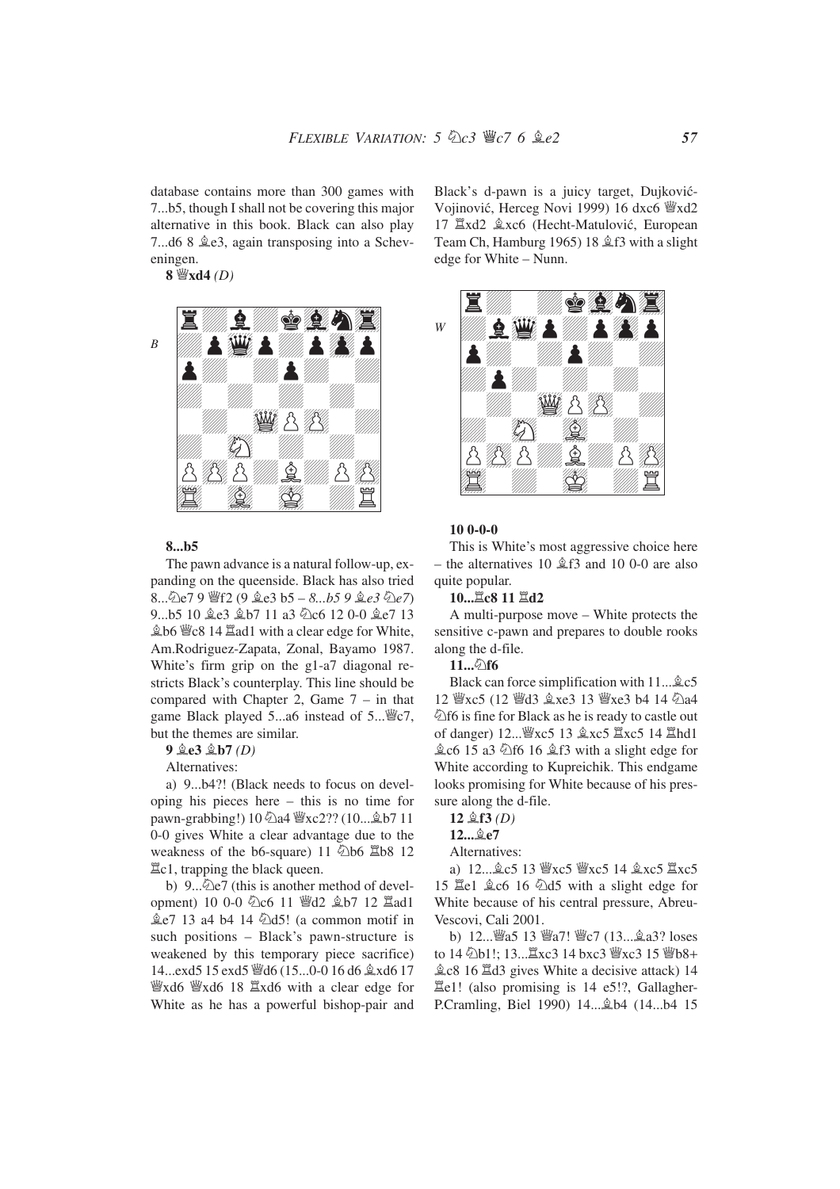database contains more than 300 games with 7...b5, though I shall not be covering this major alternative in this book. Black can also play 7...d6 8 ♗e3, again transposing into a Scheveningen.

**8 ♕xd4** *(D)*

**8...b5**

The pawn advance is a natural follow-up, expanding on the queenside. Black has also tried 8...♘e7 9 ♕f2 (9 ♗e3 b5 – *8...b5 9 ♗e3 ♘e7*) 9...b5 10 ♗e3 ♗b7 11 a3 ♘c6 12 0-0 ♗e7 13 ♗b6 ♕c8 14 ♖ad1 with a clear edge for White, Am.Rodriguez-Zapata, Zonal, Bayamo 1987. White's firm grip on the g1-a7 diagonal restricts Black's counterplay. This line should be compared with Chapter 2, Game 7 – in that game Black played 5...a6 instead of 5...♕c7, but the themes are similar.

**9 ♗e3 ♗b7** *(D)*

Alternatives:

a) 9...b4?! (Black needs to focus on developing his pieces here – this is no time for pawn-grabbing!) 10 ♘a4 ♕xc2?? (10...♗b7 11 0-0 gives White a clear advantage due to the weakness of the b6-square) 11 ♘b6 ♖b8 12 ♖c1, trapping the black queen.

b) 9...♘e7 (this is another method of development) 10 0-0 ♘c6 11 ♕d2 ♗b7 12 ♖ad1 ♗e7 13 a4 b4 14 ♘d5! (a common motif in such positions – Black's pawn-structure is weakened by this temporary piece sacrifice) 14...exd5 15 exd5 ♕d6 (15...0-0 16 d6 ♗xd6 17 ♕xd6 ♕xd6 18 ♖xd6 with a clear edge for White as he has a powerful bishop-pair and Black's d-pawn is a juicy target, Dujković-Vojinović, Herceg Novi 1999) 16 dxc6 ♕xd2 17 ♖xd2 ♗xc6 (Hecht-Matulović, European Team Ch, Hamburg 1965) 18 ♗f3 with a slight edge for White – Nunn.

**10 0-0-0**

This is White's most aggressive choice here – the alternatives 10 ♗f3 and 10 0-0 are also quite popular.

**10...♖c8 11 ♖d2**

A multi-purpose move – White protects the sensitive c-pawn and prepares to double rooks along the d-file.

**11...♘f6**

Black can force simplification with 11...♗c5 12 ♕xc5 (12 ♕d3 ♗xe3 13 ♕xe3 b4 14 ♘a4 ♘f6 is fine for Black as he is ready to castle out of danger) 12...♕xc5 13 ♗xc5 ♖xc5 14 ♖hd1 ♗c6 15 a3 ♘f6 16 ♗f3 with a slight edge for White according to Kupreichik. This endgame looks promising for White because of his pressure along the d-file.

**12 ♗f3** *(D)*

**12...♗e7**

Alternatives:

a) 12...♗c5 13 ♕xc5 ♕xc5 14 ♗xc5 ♖xc5 15 ♖e1 ♗c6 16 ♘d5 with a slight edge for White because of his central pressure, Abreu-Vescovi, Cali 2001.

b) 12...♕a5 13 ♕a7! ♕c7 (13...♗a3? loses to 14 ♘b1!; 13...♖xc3 14 bxc3 ♕xc3 15 ♕b8+ ♗c8 16 ♖d3 gives White a decisive attack) 14 ♖e1! (also promising is 14 e5!?, Gallagher-P.Cramling, Biel 1990) 14...♗b4 (14...b4 15